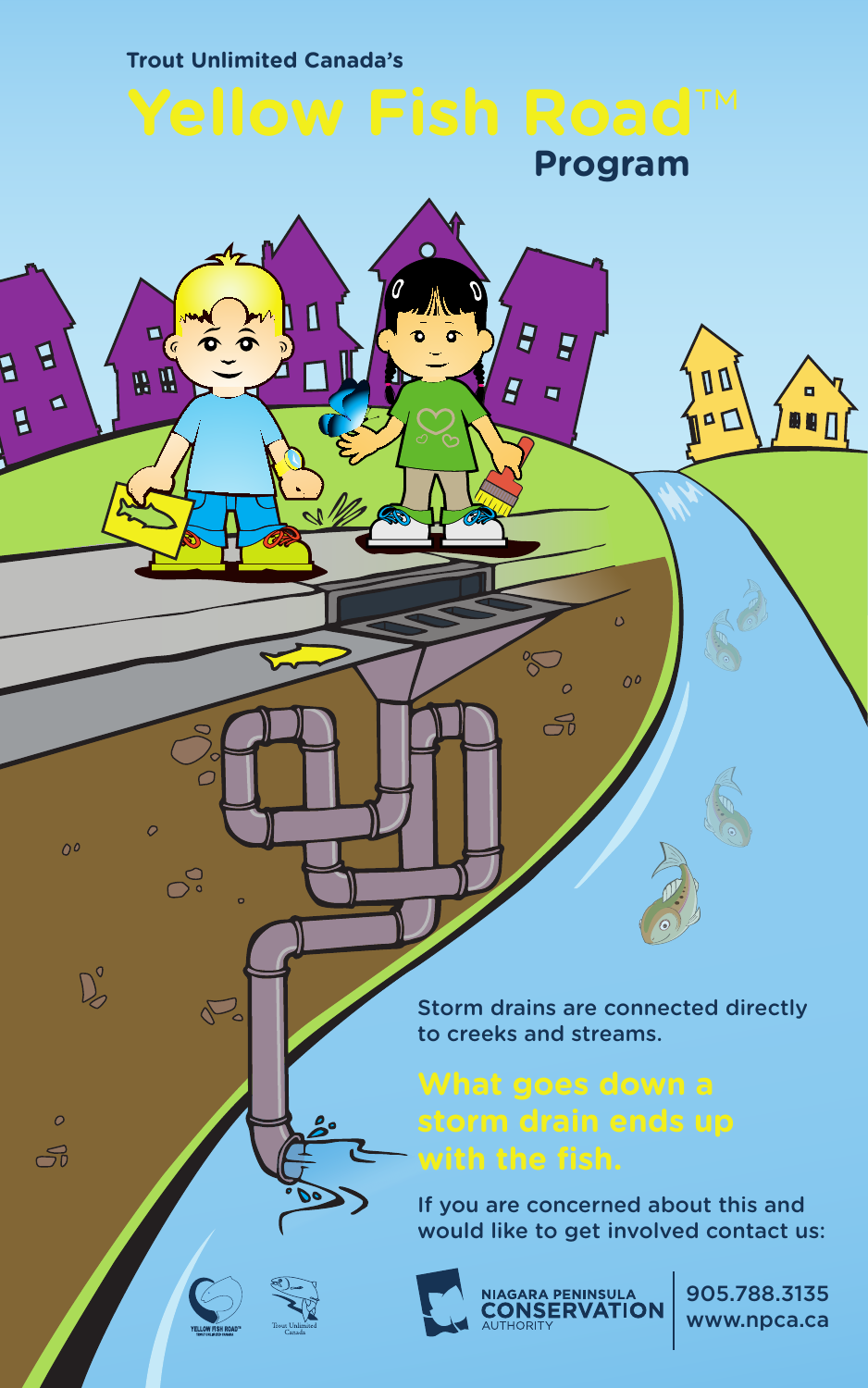Trout Unlimited Canada's

# Yellow Fish Road™ Program

Storm drains are connected directly to creeks and streams.

**What goes down a storm drain ends up with the fish.**

If you are concerned about this and would like to get involved contact us:

NIAGARA PENINSULA CONSERVATION AUTHORITY

905.788.3135
www.npca.ca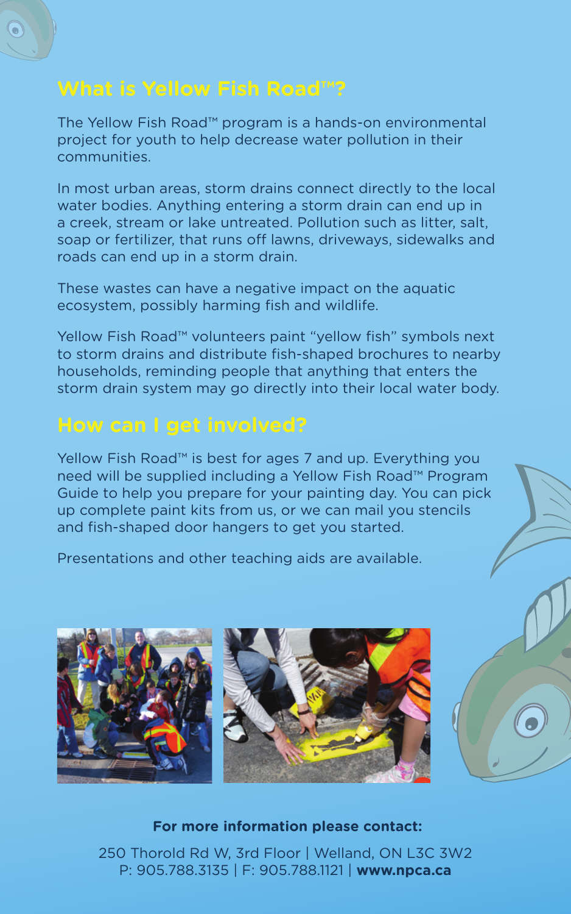## What is Yellow Fish Road™?

The Yellow Fish Road™ program is a hands-on environmental project for youth to help decrease water pollution in their communities.

In most urban areas, storm drains connect directly to the local water bodies. Anything entering a storm drain can end up in a creek, stream or lake untreated. Pollution such as litter, salt, soap or fertilizer, that runs off lawns, driveways, sidewalks and roads can end up in a storm drain.

These wastes can have a negative impact on the aquatic ecosystem, possibly harming fish and wildlife.

Yellow Fish Road™ volunteers paint "yellow fish" symbols next to storm drains and distribute fish-shaped brochures to nearby households, reminding people that anything that enters the storm drain system may go directly into their local water body.

## How can I get involved?

Yellow Fish Road™ is best for ages 7 and up. Everything you need will be supplied including a Yellow Fish Road™ Program Guide to help you prepare for your painting day. You can pick up complete paint kits from us, or we can mail you stencils and fish-shaped door hangers to get you started.

Presentations and other teaching aids are available.

**For more information please contact:**

250 Thorold Rd W, 3rd Floor | Welland, ON L3C 3W2
P: 905.788.3135 | F: 905.788.1121 | **www.npca.ca**